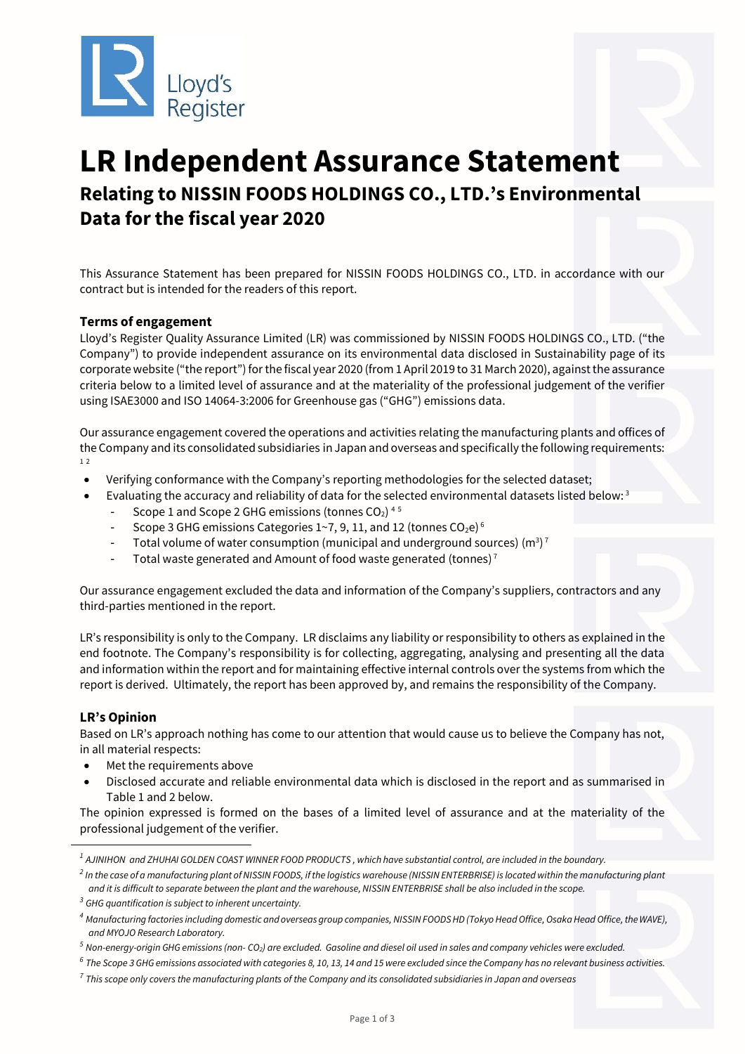# LR Independent Assurance Statement

## Relating to NISSIN FOODS HOLDINGS CO., LTD.'s Environmental Data for the fiscal year 2020

This Assurance Statement has been prepared for NISSIN FOODS HOLDINGS CO., LTD. in accordance with our contract but is intended for the readers of this report.

### Terms of engagement

Lloyd's Register Quality Assurance Limited (LR) was commissioned by NISSIN FOODS HOLDINGS CO., LTD. ("the Company") to provide independent assurance on its environmental data disclosed in Sustainability page of its corporate website ("the report") for the fiscal year 2020 (from 1 April 2019 to 31 March 2020), against the assurance criteria below to a limited level of assurance and at the materiality of the professional judgement of the verifier using ISAE3000 and ISO 14064-3:2006 for Greenhouse gas ("GHG") emissions data.

Our assurance engagement covered the operations and activities relating the manufacturing plants and offices of the Company and its consolidated subsidiaries in Japan and overseas and specifically the following requirements: [1] [2]

- Verifying conformance with the Company's reporting methodologies for the selected dataset;
- Evaluating the accuracy and reliability of data for the selected environmental datasets listed below: [3]
  - Scope 1 and Scope 2 GHG emissions (tonnes $CO_2$) [4] [5]
  - Scope 3 GHG emissions Categories 1~7, 9, 11, and 12 (tonnes $CO_2e$) [6]
  - Total volume of water consumption (municipal and underground sources) ($m^3$) [7]
  - Total waste generated and Amount of food waste generated (tonnes) [7]

Our assurance engagement excluded the data and information of the Company's suppliers, contractors and any third-parties mentioned in the report.

LR's responsibility is only to the Company. LR disclaims any liability or responsibility to others as explained in the end footnote. The Company's responsibility is for collecting, aggregating, analysing and presenting all the data and information within the report and for maintaining effective internal controls over the systems from which the report is derived. Ultimately, the report has been approved by, and remains the responsibility of the Company.

### LR's Opinion

Based on LR's approach nothing has come to our attention that would cause us to believe the Company has not, in all material respects:

- Met the requirements above
- Disclosed accurate and reliable environmental data which is disclosed in the report and as summarised in Table 1 and 2 below.

The opinion expressed is formed on the bases of a limited level of assurance and at the materiality of the professional judgement of the verifier.

---

*[1] AJINIHON and ZHUHAI GOLDEN COAST WINNER FOOD PRODUCTS , which have substantial control, are included in the boundary.*

*[2] In the case of a manufacturing plant of NISSIN FOODS, if the logistics warehouse (NISSIN ENTERBRISE) is located within the manufacturing plant and it is difficult to separate between the plant and the warehouse, NISSIN ENTERBRISE shall be also included in the scope.*

*[3] GHG quantification is subject to inherent uncertainty.*

*[4] Manufacturing factories including domestic and overseas group companies, NISSIN FOODS HD (Tokyo Head Office, Osaka Head Office, the WAVE), and MYOJO Research Laboratory.*

*[5] Non-energy-origin GHG emissions (non- $CO_2$) are excluded. Gasoline and diesel oil used in sales and company vehicles were excluded.*

*[6] The Scope 3 GHG emissions associated with categories 8, 10, 13, 14 and 15 were excluded since the Company has no relevant business activities.*

*[7] This scope only covers the manufacturing plants of the Company and its consolidated subsidiaries in Japan and overseas*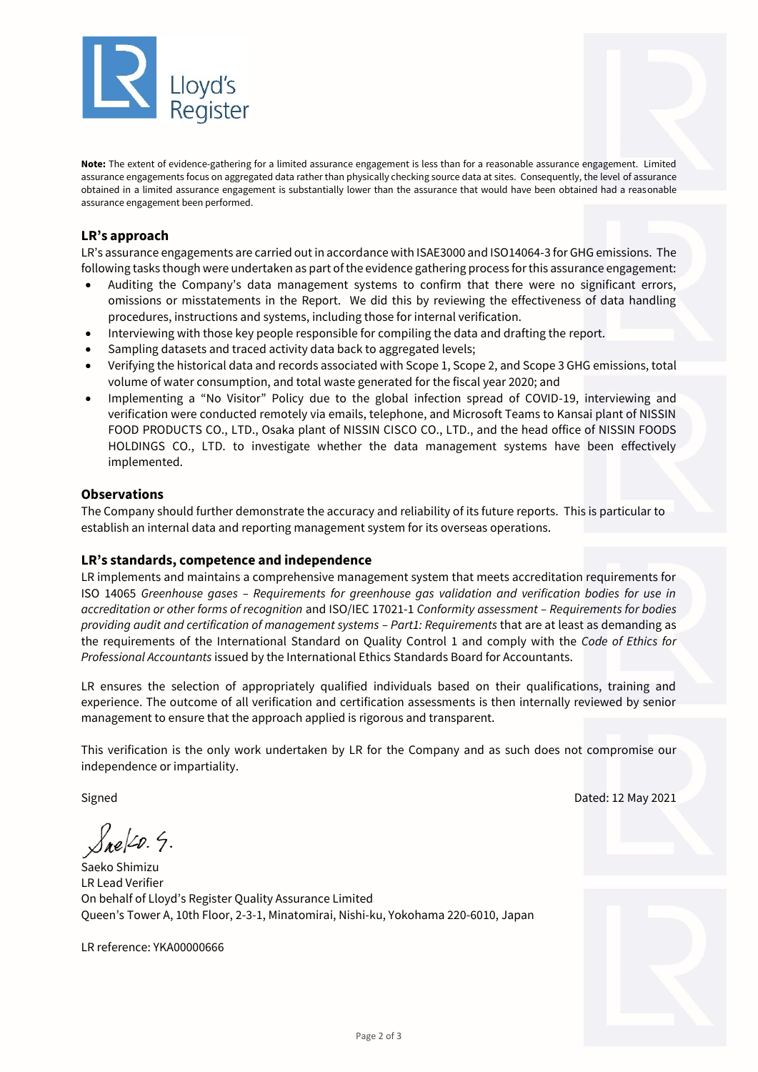**Note:** The extent of evidence-gathering for a limited assurance engagement is less than for a reasonable assurance engagement. Limited assurance engagements focus on aggregated data rather than physically checking source data at sites. Consequently, the level of assurance obtained in a limited assurance engagement is substantially lower than the assurance that would have been obtained had a reasonable assurance engagement been performed.

## LR's approach

LR's assurance engagements are carried out in accordance with ISAE3000 and ISO14064-3 for GHG emissions. The following tasks though were undertaken as part of the evidence gathering process for this assurance engagement:

- Auditing the Company's data management systems to confirm that there were no significant errors, omissions or misstatements in the Report. We did this by reviewing the effectiveness of data handling procedures, instructions and systems, including those for internal verification.
- Interviewing with those key people responsible for compiling the data and drafting the report.
- Sampling datasets and traced activity data back to aggregated levels;
- Verifying the historical data and records associated with Scope 1, Scope 2, and Scope 3 GHG emissions, total volume of water consumption, and total waste generated for the fiscal year 2020; and
- Implementing a "No Visitor" Policy due to the global infection spread of COVID-19, interviewing and verification were conducted remotely via emails, telephone, and Microsoft Teams to Kansai plant of NISSIN FOOD PRODUCTS CO., LTD., Osaka plant of NISSIN CISCO CO., LTD., and the head office of NISSIN FOODS HOLDINGS CO., LTD. to investigate whether the data management systems have been effectively implemented.

## Observations

The Company should further demonstrate the accuracy and reliability of its future reports. This is particular to establish an internal data and reporting management system for its overseas operations.

## LR's standards, competence and independence

LR implements and maintains a comprehensive management system that meets accreditation requirements for ISO 14065 *Greenhouse gases – Requirements for greenhouse gas validation and verification bodies for use in accreditation or other forms of recognition* and ISO/IEC 17021-1 *Conformity assessment – Requirements for bodies providing audit and certification of management systems – Part1: Requirements* that are at least as demanding as the requirements of the International Standard on Quality Control 1 and comply with the *Code of Ethics for Professional Accountants* issued by the International Ethics Standards Board for Accountants.

LR ensures the selection of appropriately qualified individuals based on their qualifications, training and experience. The outcome of all verification and certification assessments is then internally reviewed by senior management to ensure that the approach applied is rigorous and transparent.

This verification is the only work undertaken by LR for the Company and as such does not compromise our independence or impartiality.

Signed

Dated: 12 May 2021

Saeko Shimizu
LR Lead Verifier
On behalf of Lloyd's Register Quality Assurance Limited
Queen's Tower A, 10th Floor, 2-3-1, Minatomirai, Nishi-ku, Yokohama 220-6010, Japan

LR reference: YKA00000666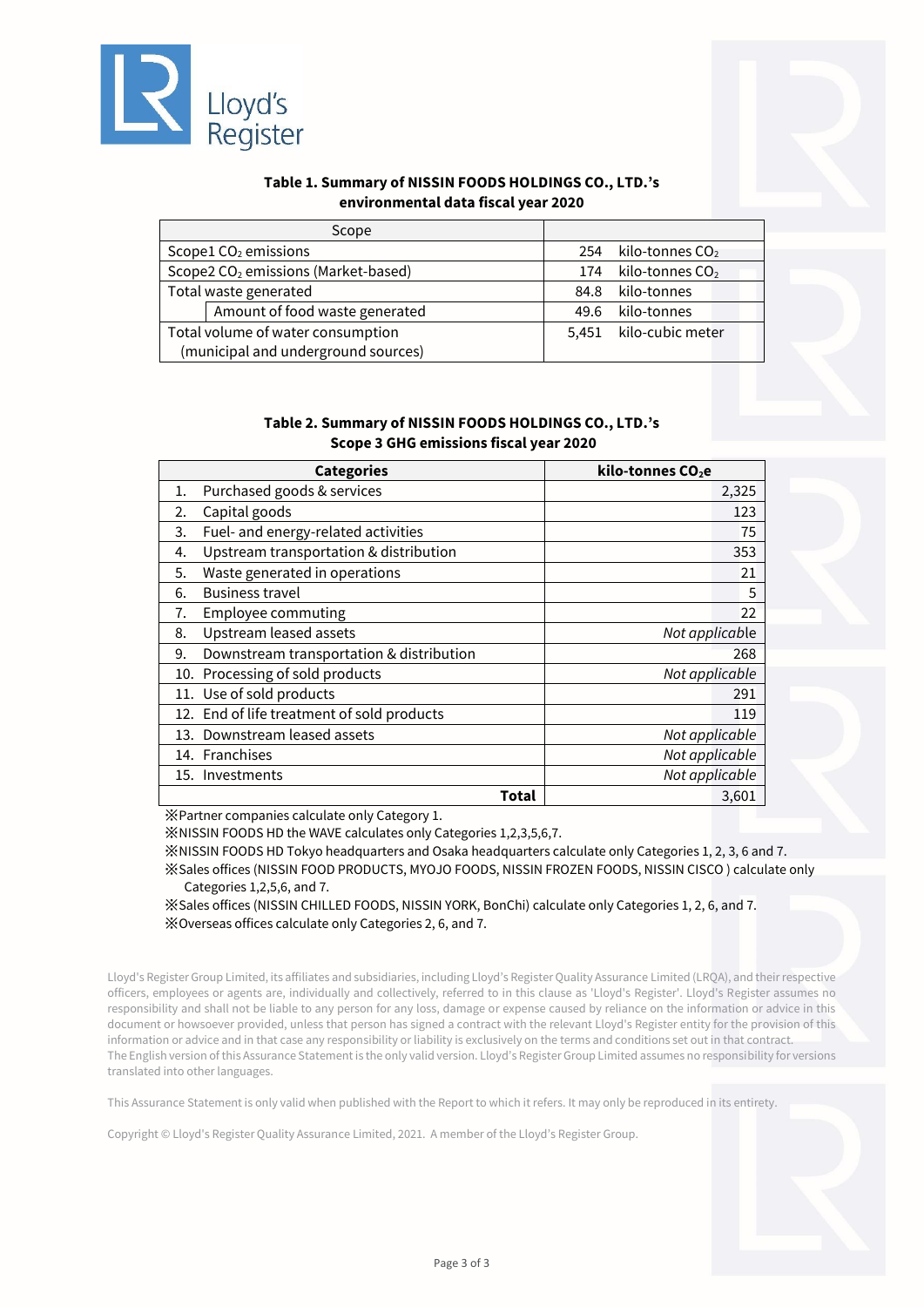**Table 1. Summary of NISSIN FOODS HOLDINGS CO., LTD.'s environmental data fiscal year 2020**

| Scope | | |
|---|---|---|
| Scope1 $CO_2$ emissions | 254 | kilo-tonnes $CO_2$ |
| Scope2 $CO_2$ emissions (Market-based) | 174 | kilo-tonnes $CO_2$ |
| Total waste generated | 84.8 | kilo-tonnes |
| Amount of food waste generated | 49.6 | kilo-tonnes |
| Total volume of water consumption (municipal and underground sources) | 5,451 | kilo-cubic meter |

**Table 2. Summary of NISSIN FOODS HOLDINGS CO., LTD.'s Scope 3 GHG emissions fiscal year 2020**

| Categories | kilo-tonnes $CO_2e$ |
|---|---|
| 1. Purchased goods & services | 2,325 |
| 2. Capital goods | 123 |
| 3. Fuel- and energy-related activities | 75 |
| 4. Upstream transportation & distribution | 353 |
| 5. Waste generated in operations | 21 |
| 6. Business travel | 5 |
| 7. Employee commuting | 22 |
| 8. Upstream leased assets | *Not applicable* |
| 9. Downstream transportation & distribution | 268 |
| 10. Processing of sold products | *Not applicable* |
| 11. Use of sold products | 291 |
| 12. End of life treatment of sold products | 119 |
| 13. Downstream leased assets | *Not applicable* |
| 14. Franchises | *Not applicable* |
| 15. Investments | *Not applicable* |
| **Total** | 3,601 |

※Partner companies calculate only Category 1.
※NISSIN FOODS HD the WAVE calculates only Categories 1,2,3,5,6,7.
※NISSIN FOODS HD Tokyo headquarters and Osaka headquarters calculate only Categories 1, 2, 3, 6 and 7.
※Sales offices (NISSIN FOOD PRODUCTS, MYOJO FOODS, NISSIN FROZEN FOODS, NISSIN CISCO ) calculate only Categories 1,2,5,6, and 7.
※Sales offices (NISSIN CHILLED FOODS, NISSIN YORK, BonChi) calculate only Categories 1, 2, 6, and 7.
※Overseas offices calculate only Categories 2, 6, and 7.

Lloyd's Register Group Limited, its affiliates and subsidiaries, including Lloyd's Register Quality Assurance Limited (LRQA), and their respective officers, employees or agents are, individually and collectively, referred to in this clause as 'Lloyd's Register'. Lloyd's Register assumes no responsibility and shall not be liable to any person for any loss, damage or expense caused by reliance on the information or advice in this document or howsoever provided, unless that person has signed a contract with the relevant Lloyd's Register entity for the provision of this information or advice and in that case any responsibility or liability is exclusively on the terms and conditions set out in that contract.
The English version of this Assurance Statement is the only valid version. Lloyd's Register Group Limited assumes no responsibility for versions translated into other languages.

This Assurance Statement is only valid when published with the Report to which it refers. It may only be reproduced in its entirety.

Copyright © Lloyd's Register Quality Assurance Limited, 2021. A member of the Lloyd's Register Group.